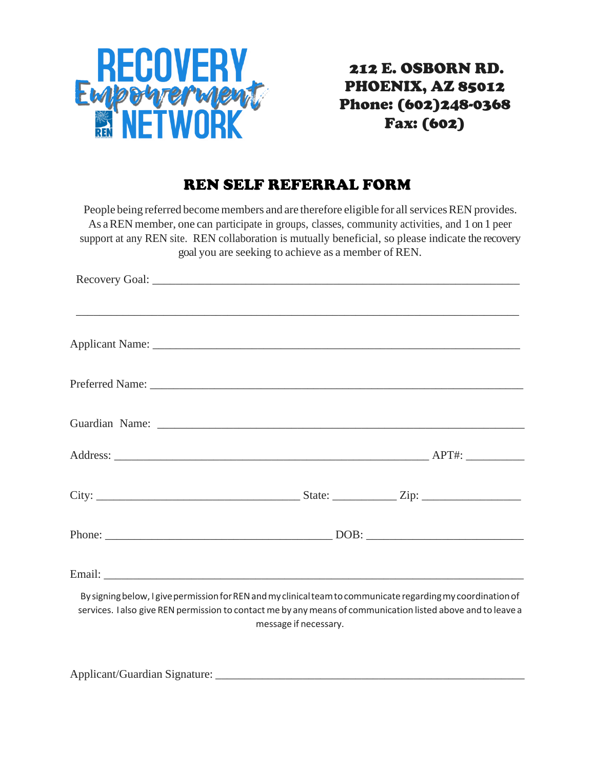RECOVERY Empowerment NETWORK

**212 E. OSBORN RD.**
**PHOENIX, AZ 85012**
**Phone: (602)248-0368**
**Fax: (602)**

# REN SELF REFERRAL FORM

People being referred become members and are therefore eligible for all services REN provides. As a REN member, one can participate in groups, classes, community activities, and 1 on 1 peer support at any REN site. REN collaboration is mutually beneficial, so please indicate the recovery goal you are seeking to achieve as a member of REN.

Recovery Goal: ___________________________________________________________________

_________________________________________________________________________________

Applicant Name: __________________________________________________________________

Preferred Name: __________________________________________________________________

Guardian Name: __________________________________________________________________

Address: _______________________________________________________ APT#: __________

City: ___________________________________ State: ___________ Zip: _________________

Phone: _______________________________________ DOB: __________________________

Email: __________________________________________________________________________

By signing below, I give permission for REN and my clinical team to communicate regarding my coordination of services. I also give REN permission to contact me by any means of communication listed above and to leave a message if necessary.

Applicant/Guardian Signature: ______________________________________________________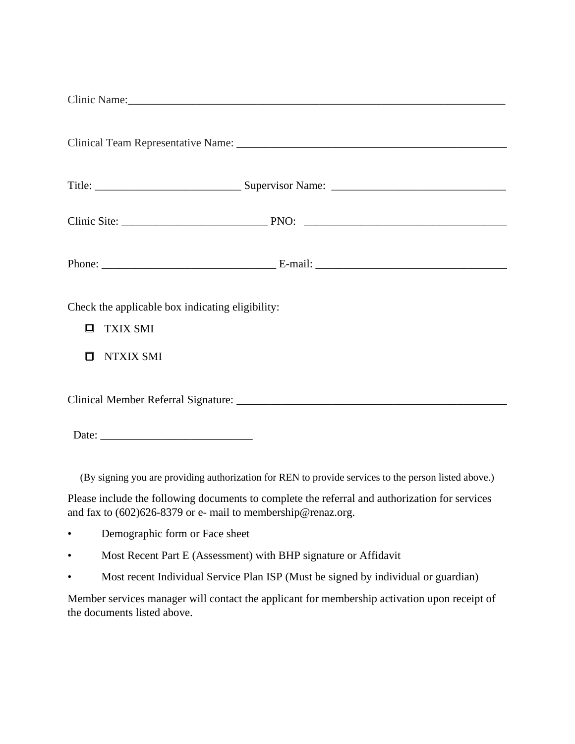Clinic Name:_______________________________________________________________________

Clinical Team Representative Name: _________________________________________________

Title: __________________________ Supervisor Name: _______________________________

Clinic Site: _________________________ PNO: ____________________________________

Phone: ______________________________ E-mail: _________________________________

Check the applicable box indicating eligibility:

- ☐ TXIX SMI
- ☐ NTXIX SMI

Clinical Member Referral Signature: _________________________________________________

Date: ___________________________

(By signing you are providing authorization for REN to provide services to the person listed above.)

Please include the following documents to complete the referral and authorization for services and fax to (602)626-8379 or e- mail to membership@renaz.org.

- Demographic form or Face sheet
- Most Recent Part E (Assessment) with BHP signature or Affidavit
- Most recent Individual Service Plan ISP (Must be signed by individual or guardian)

Member services manager will contact the applicant for membership activation upon receipt of the documents listed above.